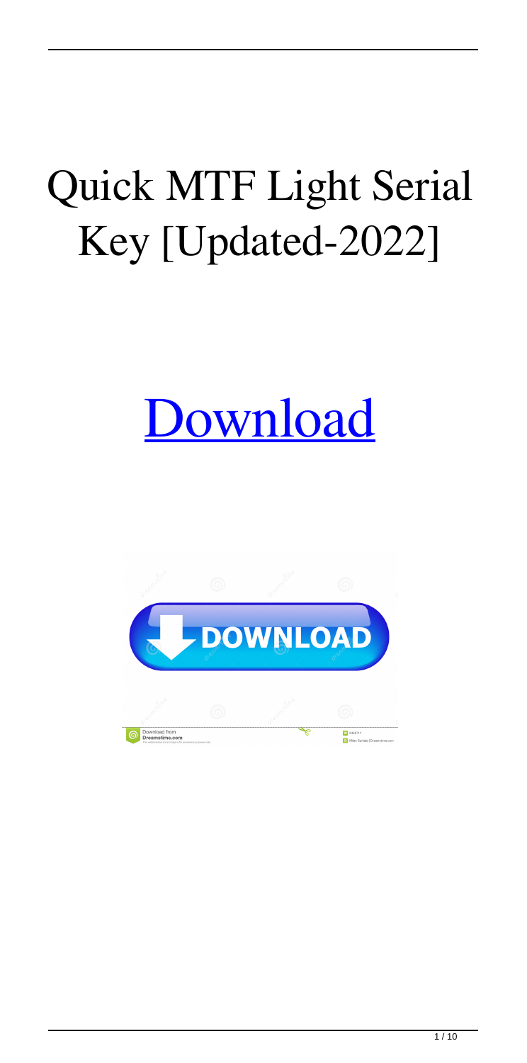# Quick MTF Light Serial Key [Updated-2022]

[Download](#)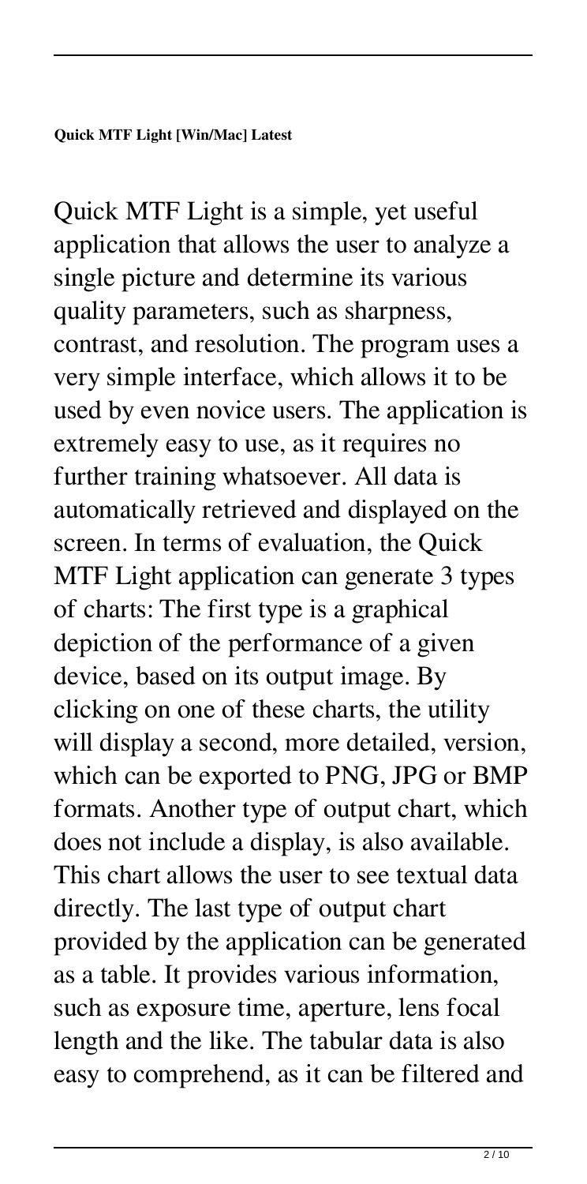**Quick MTF Light [Win/Mac] Latest**

Quick MTF Light is a simple, yet useful application that allows the user to analyze a single picture and determine its various quality parameters, such as sharpness, contrast, and resolution. The program uses a very simple interface, which allows it to be used by even novice users. The application is extremely easy to use, as it requires no further training whatsoever. All data is automatically retrieved and displayed on the screen. In terms of evaluation, the Quick MTF Light application can generate 3 types of charts: The first type is a graphical depiction of the performance of a given device, based on its output image. By clicking on one of these charts, the utility will display a second, more detailed, version, which can be exported to PNG, JPG or BMP formats. Another type of output chart, which does not include a display, is also available. This chart allows the user to see textual data directly. The last type of output chart provided by the application can be generated as a table. It provides various information, such as exposure time, aperture, lens focal length and the like. The tabular data is also easy to comprehend, as it can be filtered and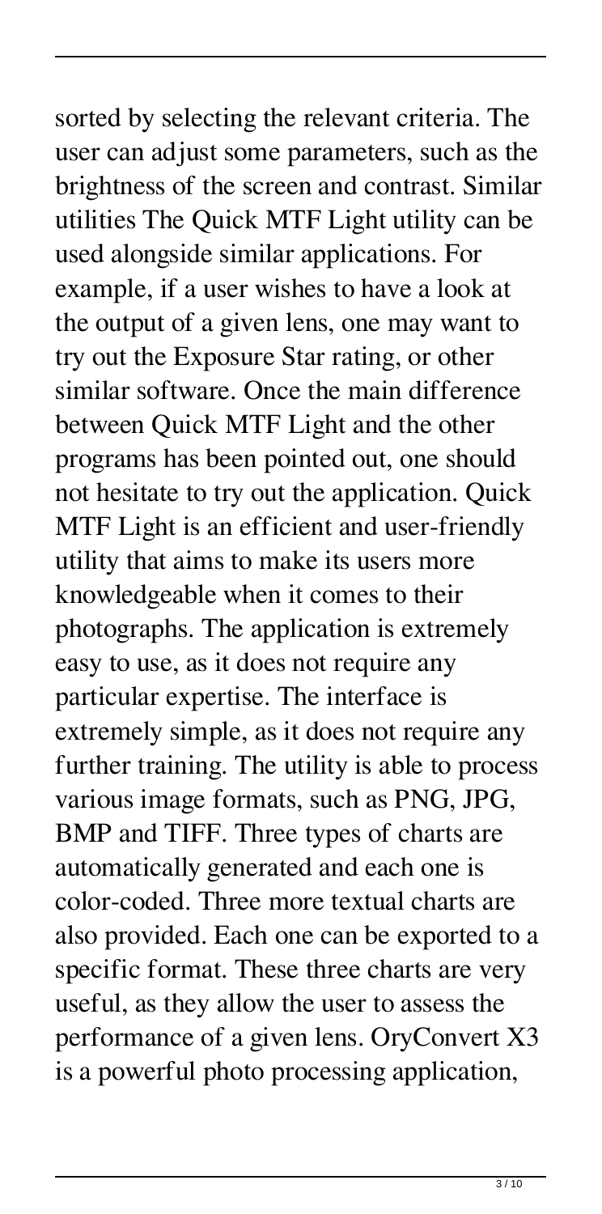sorted by selecting the relevant criteria. The user can adjust some parameters, such as the brightness of the screen and contrast. Similar utilities The Quick MTF Light utility can be used alongside similar applications. For example, if a user wishes to have a look at the output of a given lens, one may want to try out the Exposure Star rating, or other similar software. Once the main difference between Quick MTF Light and the other programs has been pointed out, one should not hesitate to try out the application. Quick MTF Light is an efficient and user-friendly utility that aims to make its users more knowledgeable when it comes to their photographs. The application is extremely easy to use, as it does not require any particular expertise. The interface is extremely simple, as it does not require any further training. The utility is able to process various image formats, such as PNG, JPG, BMP and TIFF. Three types of charts are automatically generated and each one is color-coded. Three more textual charts are also provided. Each one can be exported to a specific format. These three charts are very useful, as they allow the user to assess the performance of a given lens. OryConvert X3 is a powerful photo processing application,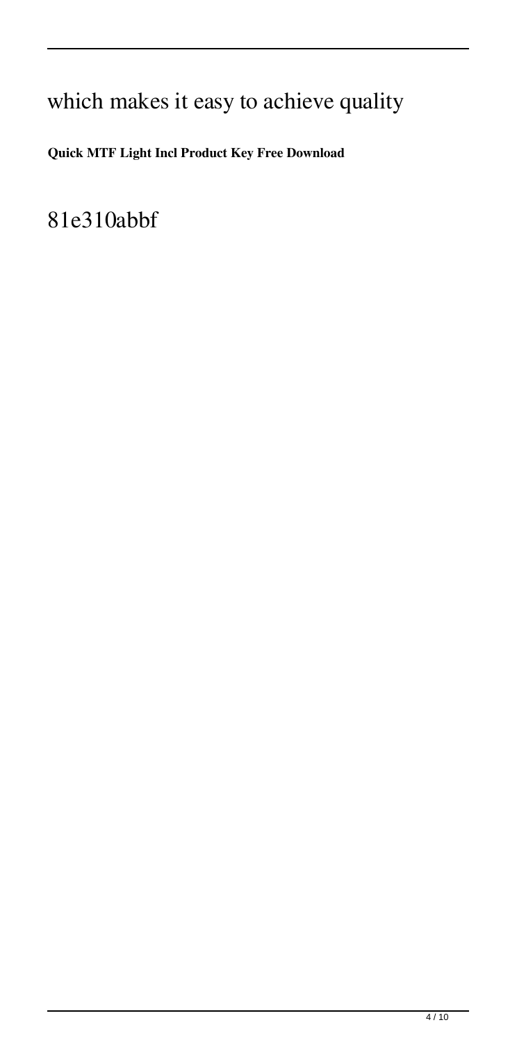which makes it easy to achieve quality

**Quick MTF Light Incl Product Key Free Download**

81e310abbf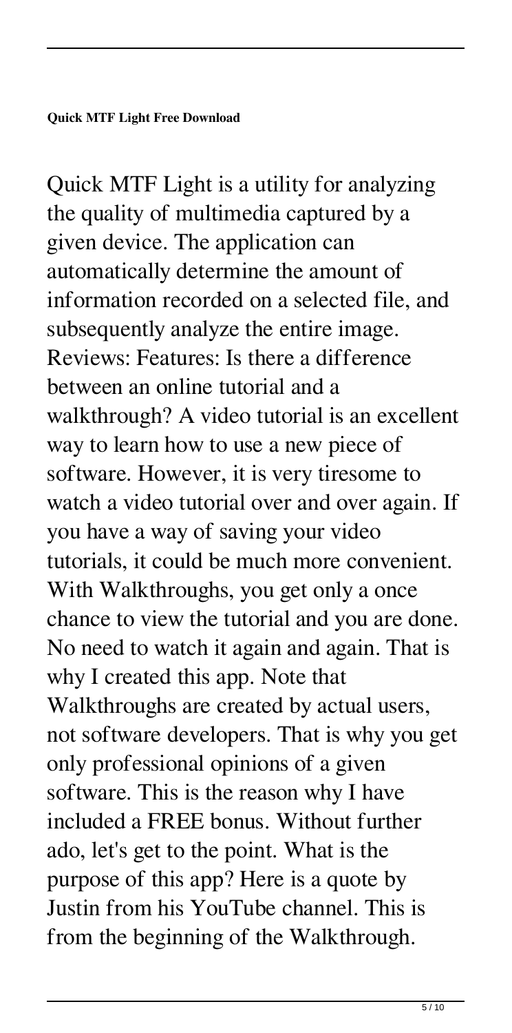**Quick MTF Light Free Download**

Quick MTF Light is a utility for analyzing the quality of multimedia captured by a given device. The application can automatically determine the amount of information recorded on a selected file, and subsequently analyze the entire image. Reviews: Features: Is there a difference between an online tutorial and a walkthrough? A video tutorial is an excellent way to learn how to use a new piece of software. However, it is very tiresome to watch a video tutorial over and over again. If you have a way of saving your video tutorials, it could be much more convenient. With Walkthroughs, you get only a once chance to view the tutorial and you are done. No need to watch it again and again. That is why I created this app. Note that Walkthroughs are created by actual users, not software developers. That is why you get only professional opinions of a given software. This is the reason why I have included a FREE bonus. Without further ado, let's get to the point. What is the purpose of this app? Here is a quote by Justin from his YouTube channel. This is from the beginning of the Walkthrough.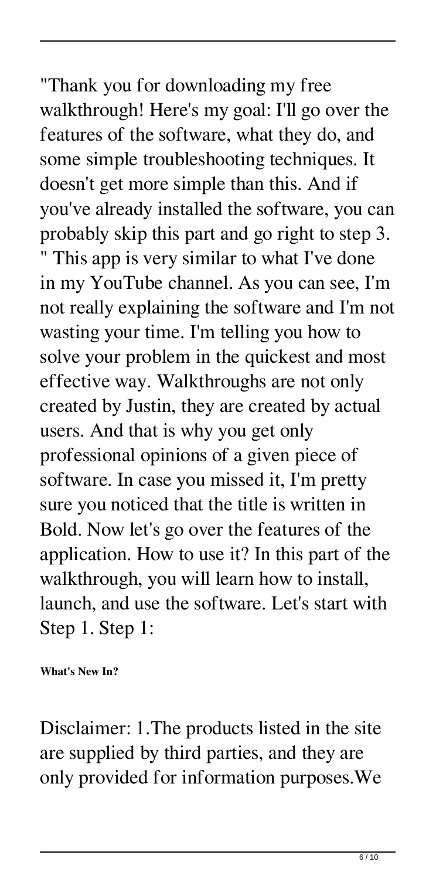"Thank you for downloading my free walkthrough! Here's my goal: I'll go over the features of the software, what they do, and some simple troubleshooting techniques. It doesn't get more simple than this. And if you've already installed the software, you can probably skip this part and go right to step 3. " This app is very similar to what I've done in my YouTube channel. As you can see, I'm not really explaining the software and I'm not wasting your time. I'm telling you how to solve your problem in the quickest and most effective way. Walkthroughs are not only created by Justin, they are created by actual users. And that is why you get only professional opinions of a given piece of software. In case you missed it, I'm pretty sure you noticed that the title is written in Bold. Now let's go over the features of the application. How to use it? In this part of the walkthrough, you will learn how to install, launch, and use the software. Let's start with Step 1. Step 1:

**What's New In?**

Disclaimer: 1.The products listed in the site are supplied by third parties, and they are only provided for information purposes.We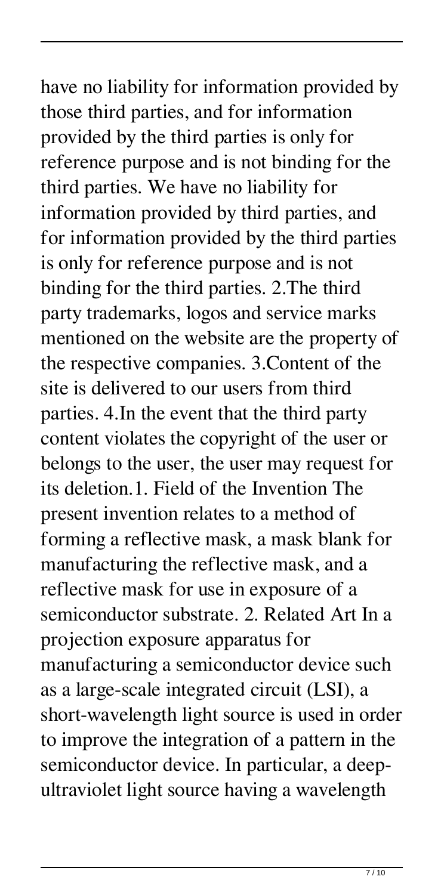have no liability for information provided by those third parties, and for information provided by the third parties is only for reference purpose and is not binding for the third parties. We have no liability for information provided by third parties, and for information provided by the third parties is only for reference purpose and is not binding for the third parties. 2.The third party trademarks, logos and service marks mentioned on the website are the property of the respective companies. 3.Content of the site is delivered to our users from third parties. 4.In the event that the third party content violates the copyright of the user or belongs to the user, the user may request for its deletion.1. Field of the Invention The present invention relates to a method of forming a reflective mask, a mask blank for manufacturing the reflective mask, and a reflective mask for use in exposure of a semiconductor substrate. 2. Related Art In a projection exposure apparatus for manufacturing a semiconductor device such as a large-scale integrated circuit (LSI), a short-wavelength light source is used in order to improve the integration of a pattern in the semiconductor device. In particular, a deep-ultraviolet light source having a wavelength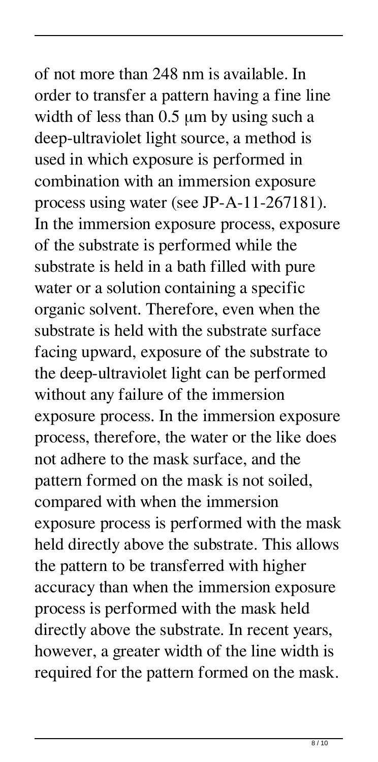of not more than 248 nm is available. In order to transfer a pattern having a fine line width of less than 0.5 μm by using such a deep-ultraviolet light source, a method is used in which exposure is performed in combination with an immersion exposure process using water (see JP-A-11-267181). In the immersion exposure process, exposure of the substrate is performed while the substrate is held in a bath filled with pure water or a solution containing a specific organic solvent. Therefore, even when the substrate is held with the substrate surface facing upward, exposure of the substrate to the deep-ultraviolet light can be performed without any failure of the immersion exposure process. In the immersion exposure process, therefore, the water or the like does not adhere to the mask surface, and the pattern formed on the mask is not soiled, compared with when the immersion exposure process is performed with the mask held directly above the substrate. This allows the pattern to be transferred with higher accuracy than when the immersion exposure process is performed with the mask held directly above the substrate. In recent years, however, a greater width of the line width is required for the pattern formed on the mask.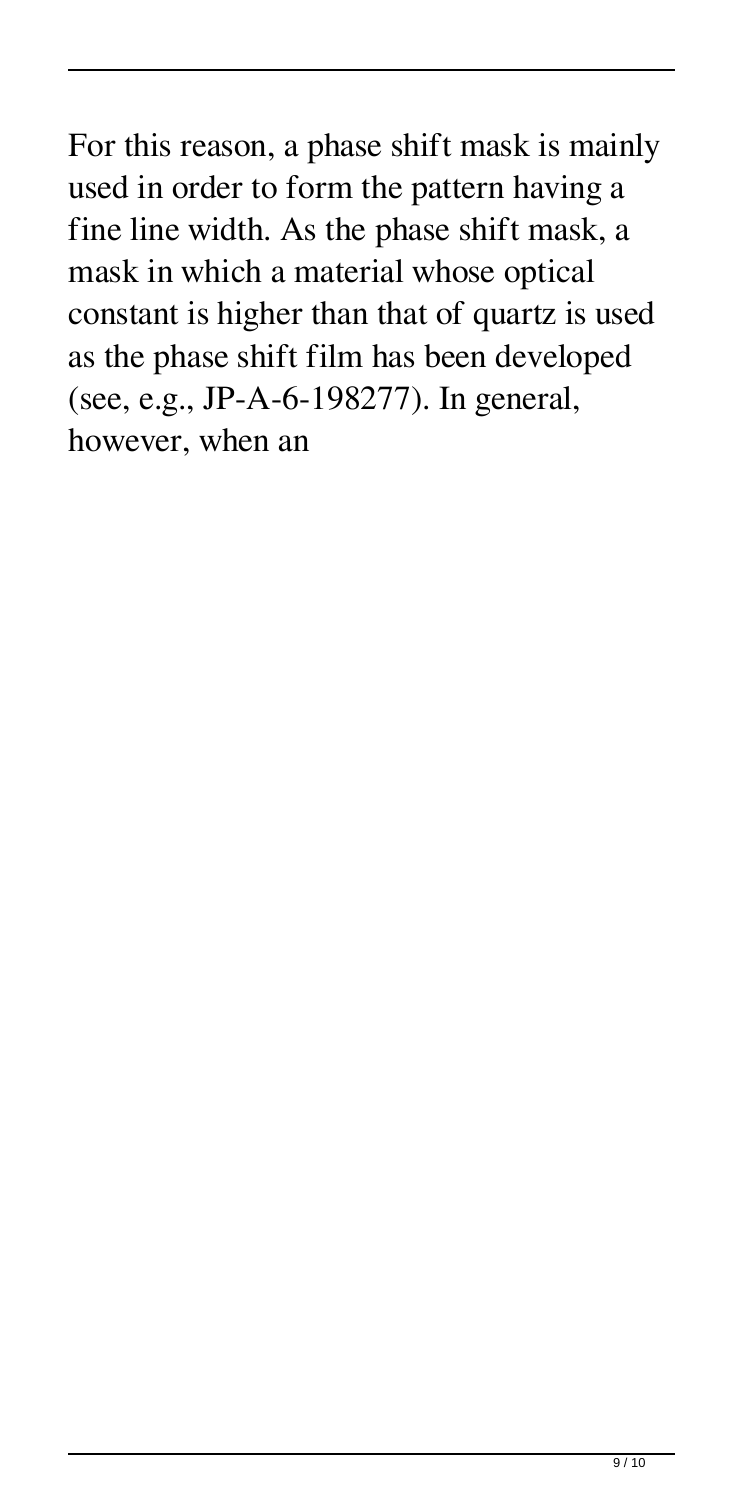For this reason, a phase shift mask is mainly used in order to form the pattern having a fine line width. As the phase shift mask, a mask in which a material whose optical constant is higher than that of quartz is used as the phase shift film has been developed (see, e.g., JP-A-6-198277). In general, however, when an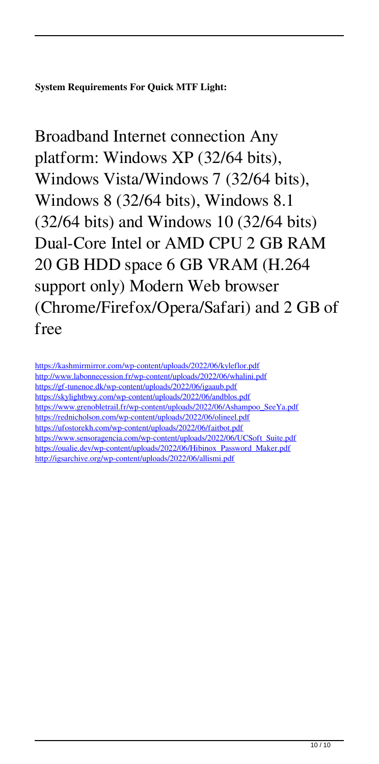**System Requirements For Quick MTF Light:**

Broadband Internet connection Any platform: Windows XP (32/64 bits), Windows Vista/Windows 7 (32/64 bits), Windows 8 (32/64 bits), Windows 8.1 (32/64 bits) and Windows 10 (32/64 bits) Dual-Core Intel or AMD CPU 2 GB RAM 20 GB HDD space 6 GB VRAM (H.264 support only) Modern Web browser (Chrome/Firefox/Opera/Safari) and 2 GB of free

https://kashmirmirror.com/wp-content/uploads/2022/06/kyleflor.pdf
http://www.labonnecession.fr/wp-content/uploads/2022/06/whalini.pdf
https://gf-tunenoe.dk/wp-content/uploads/2022/06/igaaub.pdf
https://skylightbwy.com/wp-content/uploads/2022/06/andblos.pdf
https://www.grenobletrail.fr/wp-content/uploads/2022/06/Ashampoo_SeeYa.pdf
https://rednicholson.com/wp-content/uploads/2022/06/olineel.pdf
https://ufostorekh.com/wp-content/uploads/2022/06/faitbot.pdf
https://www.sensoragencia.com/wp-content/uploads/2022/06/UCSoft_Suite.pdf
https://oualie.dev/wp-content/uploads/2022/06/Hibinox_Password_Maker.pdf
http://igsarchive.org/wp-content/uploads/2022/06/allismi.pdf